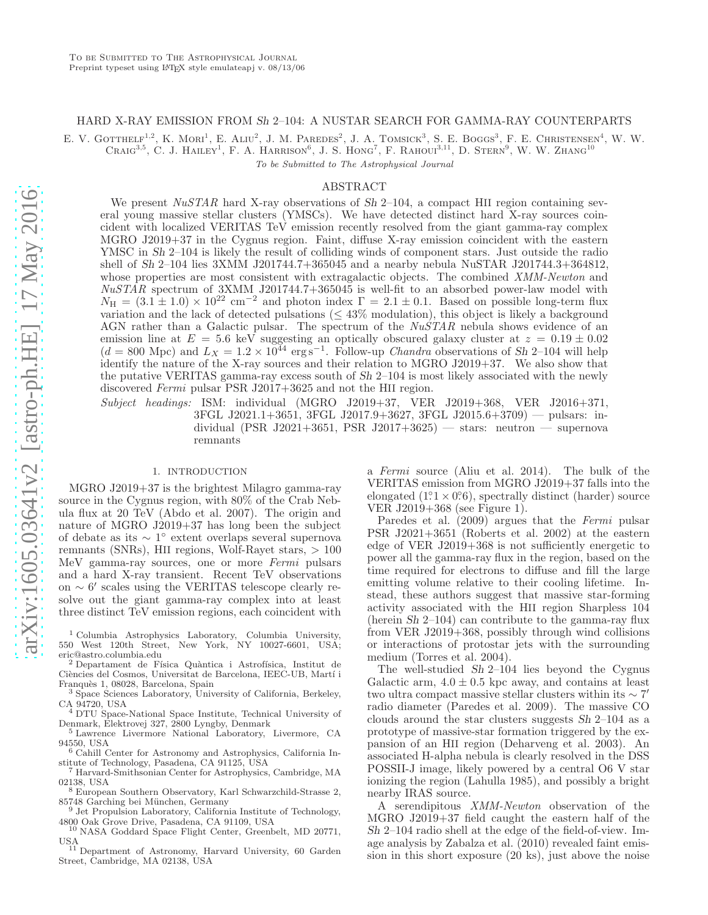To be Submitted to The Astrophysical Journal
Preprint typeset using LaTeX style emulateapj v. 08/13/06

# HARD X-RAY EMISSION FROM *Sh* 2–104: A NUSTAR SEARCH FOR GAMMA-RAY COUNTERPARTS

E. V. Gotthelf[1,2], K. Mori[1], E. Aliu[2], J. M. Paredes[2], J. A. Tomsick[3], S. E. Boggs[3], F. E. Christensen[4], W. W. Craig[3,5], C. J. Hailey[1], F. A. Harrison[6], J. S. Hong[7], F. Rahoui[3,11], D. Stern[9], W. W. Zhang[10]

*To be Submitted to The Astrophysical Journal*

## ABSTRACT

We present *NuSTAR* hard X-ray observations of *Sh* 2–104, a compact HII region containing several young massive stellar clusters (YMSCs). We have detected distinct hard X-ray sources coincident with localized VERITAS TeV emission recently resolved from the giant gamma-ray complex MGRO J2019+37 in the Cygnus region. Faint, diffuse X-ray emission coincident with the eastern YMSC in *Sh* 2–104 is likely the result of colliding winds of component stars. Just outside the radio shell of *Sh* 2–104 lies 3XMM J201744.7+365045 and a nearby nebula NuSTAR J201744.3+364812, whose properties are most consistent with extragalactic objects. The combined *XMM-Newton* and *NuSTAR* spectrum of 3XMM J201744.7+365045 is well-fit to an absorbed power-law model with $N_{\rm H} = (3.1 \pm 1.0) \times 10^{22}$ cm$^{-2}$ and photon index $\Gamma = 2.1 \pm 0.1$. Based on possible long-term flux variation and the lack of detected pulsations ($\leq 43\%$ modulation), this object is likely a background AGN rather than a Galactic pulsar. The spectrum of the *NuSTAR* nebula shows evidence of an emission line at $E = 5.6$ keV suggesting an optically obscured galaxy cluster at $z = 0.19 \pm 0.02$ ($d = 800$ Mpc) and $L_X = 1.2 \times 10^{44}$ erg s$^{-1}$. Follow-up *Chandra* observations of *Sh* 2–104 will help identify the nature of the X-ray sources and their relation to MGRO J2019+37. We also show that the putative VERITAS gamma-ray excess south of *Sh* 2–104 is most likely associated with the newly discovered *Fermi* pulsar PSR J2017+3625 and not the HII region.

*Subject headings:* ISM: individual (MGRO J2019+37, VER J2019+368, VER J2016+371, 3FGL J2021.1+3651, 3FGL J2017.9+3627, 3FGL J2015.6+3709) — pulsars: individual (PSR J2021+3651, PSR J2017+3625) — stars: neutron — supernova remnants

## 1. INTRODUCTION

MGRO J2019+37 is the brightest Milagro gamma-ray source in the Cygnus region, with 80% of the Crab Nebula flux at 20 TeV (Abdo et al. 2007). The origin and nature of MGRO J2019+37 has long been the subject of debate as its $\sim 1^\circ$ extent overlaps several supernova remnants (SNRs), HII regions, Wolf-Rayet stars, > 100 MeV gamma-ray sources, one or more *Fermi* pulsars and a hard X-ray transient. Recent TeV observations on $\sim 6'$ scales using the VERITAS telescope clearly resolve out the giant gamma-ray complex into at least three distinct TeV emission regions, each coincident with a *Fermi* source (Aliu et al. 2014). The bulk of the VERITAS emission from MGRO J2019+37 falls into the elongated ($1.^\circ1 \times 0.^\circ6$), spectrally distinct (harder) source VER J2019+368 (see Figure 1).

Paredes et al. (2009) argues that the *Fermi* pulsar PSR J2021+3651 (Roberts et al. 2002) at the eastern edge of VER J2019+368 is not sufficiently energetic to power all the gamma-ray flux in the region, based on the time required for electrons to diffuse and fill the large emitting volume relative to their cooling lifetime. Instead, these authors suggest that massive star-forming activity associated with the HII region Sharpless 104 (herein *Sh* 2–104) can contribute to the gamma-ray flux from VER J2019+368, possibly through wind collisions or interactions of protostar jets with the surrounding medium (Torres et al. 2004).

The well-studied *Sh* 2–104 lies beyond the Cygnus Galactic arm, $4.0 \pm 0.5$ kpc away, and contains at least two ultra compact massive stellar clusters within its $\sim 7'$ radio diameter (Paredes et al. 2009). The massive CO clouds around the star clusters suggests *Sh* 2–104 as a prototype of massive-star formation triggered by the expansion of an HII region (Deharveng et al. 2003). An associated H-alpha nebula is clearly resolved in the DSS POSSII-J image, likely powered by a central O6 V star ionizing the region (Lahulla 1985), and possibly a bright nearby IRAS source.

A serendipitous *XMM-Newton* observation of the MGRO J2019+37 field caught the eastern half of the *Sh* 2–104 radio shell at the edge of the field-of-view. Image analysis by Zabalza et al. (2010) revealed faint emission in this short exposure (20 ks), just above the noise

---

[1] Columbia Astrophysics Laboratory, Columbia University, 550 West 120th Street, New York, NY 10027-6601, USA; eric@astro.columbia.edu
[2] Departament de Física Quàntica i Astrofísica, Institut de Ciències del Cosmos, Universitat de Barcelona, IEEC-UB, Martí i Franquès 1, 08028, Barcelona, Spain
[3] Space Sciences Laboratory, University of California, Berkeley, CA 94720, USA
[4] DTU Space-National Space Institute, Technical University of Denmark, Elektrovej 327, 2800 Lyngby, Denmark
[5] Lawrence Livermore National Laboratory, Livermore, CA 94550, USA
[6] Cahill Center for Astronomy and Astrophysics, California Institute of Technology, Pasadena, CA 91125, USA
[7] Harvard-Smithsonian Center for Astrophysics, Cambridge, MA 02138, USA
[8] European Southern Observatory, Karl Schwarzchild-Strasse 2, 85748 Garching bei München, Germany
[9] Jet Propulsion Laboratory, California Institute of Technology, 4800 Oak Grove Drive, Pasadena, CA 91109, USA
[10] NASA Goddard Space Flight Center, Greenbelt, MD 20771, USA
[11] Department of Astronomy, Harvard University, 60 Garden Street, Cambridge, MA 02138, USA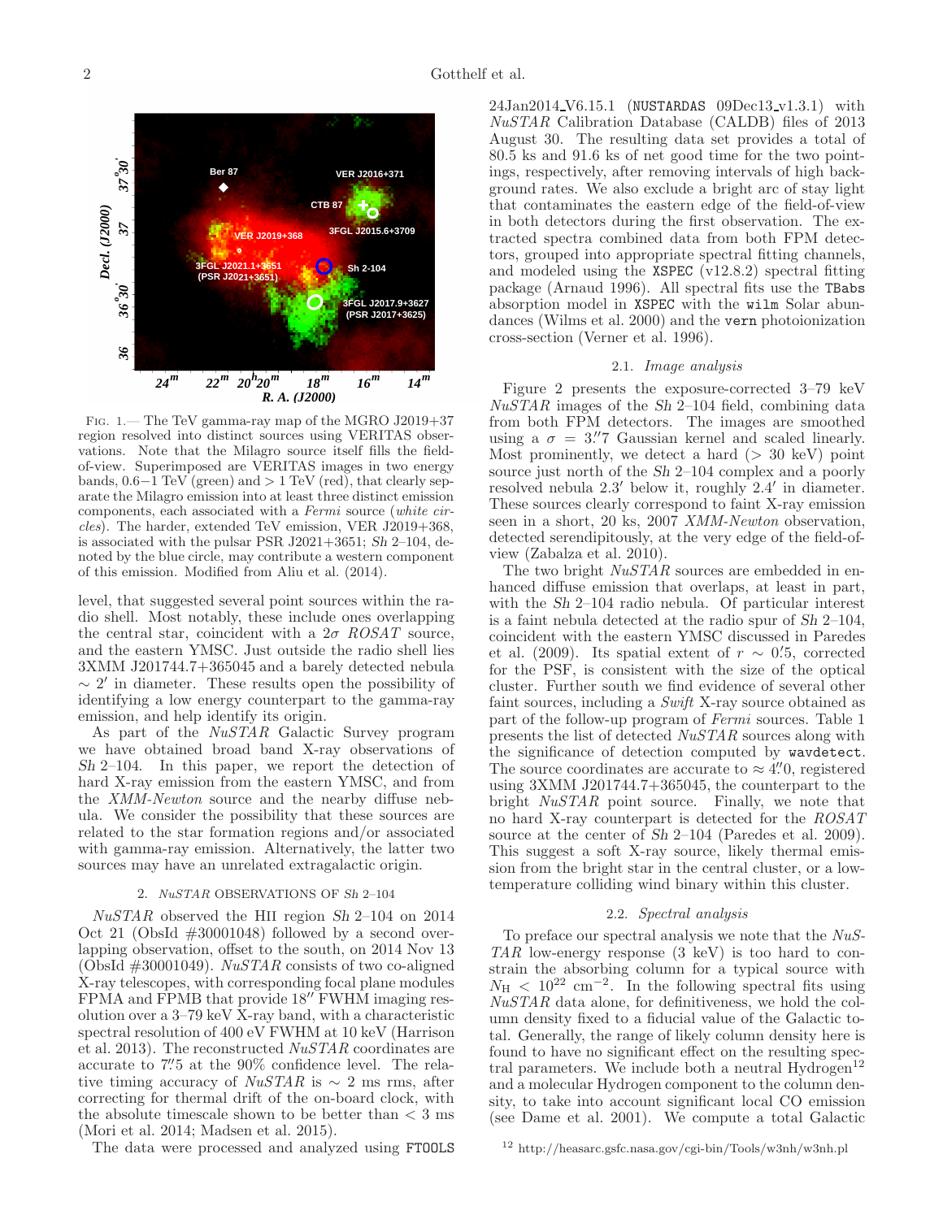FIG. 1.— The TeV gamma-ray map of the MGRO J2019+37 region resolved into distinct sources using VERITAS observations. Note that the Milagro source itself fills the field-of-view. Superimposed are VERITAS images in two energy bands, 0.6−1 TeV (green) and > 1 TeV (red), that clearly separate the Milagro emission into at least three distinct emission components, each associated with a *Fermi* source (*white circles*). The harder, extended TeV emission, VER J2019+368, is associated with the pulsar PSR J2021+3651; *Sh* 2–104, denoted by the blue circle, may contribute a western component of this emission. Modified from Aliu et al. (2014).

level, that suggested several point sources within the radio shell. Most notably, these include ones overlapping the central star, coincident with a $2\sigma$ *ROSAT* source, and the eastern YMSC. Just outside the radio shell lies 3XMM J201744.7+365045 and a barely detected nebula $\sim 2'$ in diameter. These results open the possibility of identifying a low energy counterpart to the gamma-ray emission, and help identify its origin.

As part of the *NuSTAR* Galactic Survey program we have obtained broad band X-ray observations of *Sh* 2–104. In this paper, we report the detection of hard X-ray emission from the eastern YMSC, and from the *XMM-Newton* source and the nearby diffuse nebula. We consider the possibility that these sources are related to the star formation regions and/or associated with gamma-ray emission. Alternatively, the latter two sources may have an unrelated extragalactic origin.

## 2. *NuSTAR* OBSERVATIONS OF *Sh* 2–104

*NuSTAR* observed the HII region *Sh* 2–104 on 2014 Oct 21 (ObsId #30001048) followed by a second overlapping observation, offset to the south, on 2014 Nov 13 (ObsId #30001049). *NuSTAR* consists of two co-aligned X-ray telescopes, with corresponding focal plane modules FPMA and FPMB that provide 18″ FWHM imaging resolution over a 3–79 keV X-ray band, with a characteristic spectral resolution of 400 eV FWHM at 10 keV (Harrison et al. 2013). The reconstructed *NuSTAR* coordinates are accurate to 7.″5 at the 90% confidence level. The relative timing accuracy of *NuSTAR* is $\sim 2$ ms rms, after correcting for thermal drift of the on-board clock, with the absolute timescale shown to be better than $< 3$ ms (Mori et al. 2014; Madsen et al. 2015).

The data were processed and analyzed using FTOOLS 24Jan2014_V6.15.1 (NUSTARDAS 09Dec13_v1.3.1) with *NuSTAR* Calibration Database (CALDB) files of 2013 August 30. The resulting data set provides a total of 80.5 ks and 91.6 ks of net good time for the two pointings, respectively, after removing intervals of high background rates. We also exclude a bright arc of stay light that contaminates the eastern edge of the field-of-view in both detectors during the first observation. The extracted spectra combined data from both FPM detectors, grouped into appropriate spectral fitting channels, and modeled using the XSPEC (v12.8.2) spectral fitting package (Arnaud 1996). All spectral fits use the TBabs absorption model in XSPEC with the wilm Solar abundances (Wilms et al. 2000) and the vern photoionization cross-section (Verner et al. 1996).

### 2.1. *Image analysis*

Figure 2 presents the exposure-corrected 3–79 keV *NuSTAR* images of the *Sh* 2–104 field, combining data from both FPM detectors. The images are smoothed using a $\sigma = 3.''7$ Gaussian kernel and scaled linearly. Most prominently, we detect a hard (> 30 keV) point source just north of the *Sh* 2–104 complex and a poorly resolved nebula $2.3'$ below it, roughly $2.4'$ in diameter. These sources clearly correspond to faint X-ray emission seen in a short, 20 ks, 2007 *XMM-Newton* observation, detected serendipitously, at the very edge of the field-of-view (Zabalza et al. 2010).

The two bright *NuSTAR* sources are embedded in enhanced diffuse emission that overlaps, at least in part, with the *Sh* 2–104 radio nebula. Of particular interest is a faint nebula detected at the radio spur of *Sh* 2–104, coincident with the eastern YMSC discussed in Paredes et al. (2009). Its spatial extent of $r \sim 0.'5$, corrected for the PSF, is consistent with the size of the optical cluster. Further south we find evidence of several other faint sources, including a *Swift* X-ray source obtained as part of the follow-up program of *Fermi* sources. Table 1 presents the list of detected *NuSTAR* sources along with the significance of detection computed by wavdetect. The source coordinates are accurate to $\approx 4.''0$, registered using 3XMM J201744.7+365045, the counterpart to the bright *NuSTAR* point source. Finally, we note that no hard X-ray counterpart is detected for the *ROSAT* source at the center of *Sh* 2–104 (Paredes et al. 2009). This suggest a soft X-ray source, likely thermal emission from the bright star in the central cluster, or a low-temperature colliding wind binary within this cluster.

### 2.2. *Spectral analysis*

To preface our spectral analysis we note that the *NuSTAR* low-energy response (3 keV) is too hard to constrain the absorbing column for a typical source with $N_{\rm H} < 10^{22}$ cm$^{-2}$. In the following spectral fits using *NuSTAR* data alone, for definitiveness, we hold the column density fixed to a fiducial value of the Galactic total. Generally, the range of likely column density here is found to have no significant effect on the resulting spectral parameters. We include both a neutral Hydrogen[12] and a molecular Hydrogen component to the column density, to take into account significant local CO emission (see Dame et al. 2001). We compute a total Galactic

[12] http://heasarc.gsfc.nasa.gov/cgi-bin/Tools/w3nh/w3nh.pl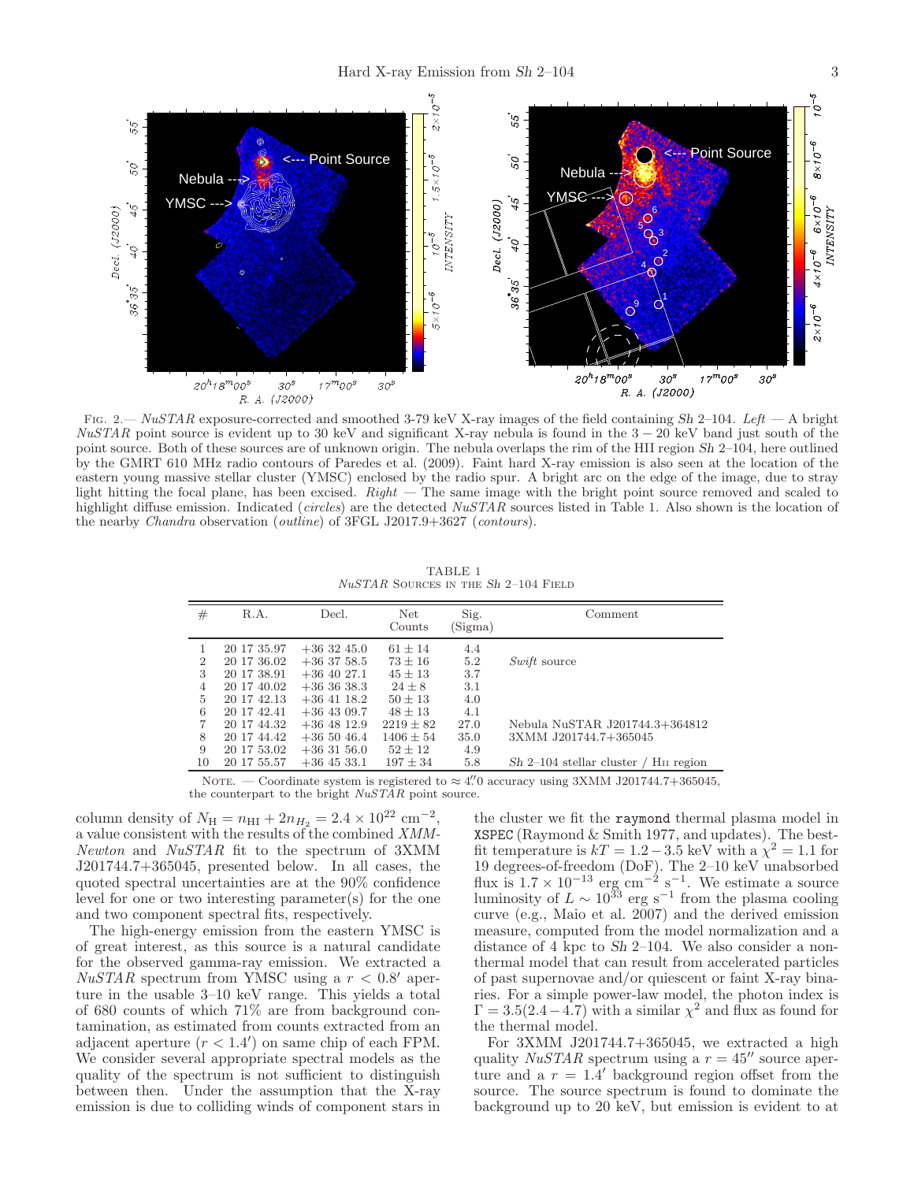FIG. 2.— *NuSTAR* exposure-corrected and smoothed 3-79 keV X-ray images of the field containing *Sh* 2–104. *Left* — A bright *NuSTAR* point source is evident up to 30 keV and significant X-ray nebula is found in the $3-20$ keV band just south of the point source. Both of these sources are of unknown origin. The nebula overlaps the rim of the HII region *Sh* 2–104, here outlined by the GMRT 610 MHz radio contours of Paredes et al. (2009). Faint hard X-ray emission is also seen at the location of the eastern young massive stellar cluster (YMSC) enclosed by the radio spur. A bright arc on the edge of the image, due to stray light hitting the focal plane, has been excised. *Right* — The same image with the bright point source removed and scaled to highlight diffuse emission. Indicated (*circles*) are the detected *NuSTAR* sources listed in Table 1. Also shown is the location of the nearby *Chandra* observation (*outline*) of 3FGL J2017.9+3627 (*contours*).

TABLE 1
*NuSTAR* SOURCES IN THE *Sh* 2–104 FIELD

| # | R.A. | Decl. | Net Counts | Sig. (Sigma) | Comment |
|---|---|---|---|---|---|
| 1 | 20 17 35.97 | +36 32 45.0 | $61 \pm 14$ | 4.4 | |
| 2 | 20 17 36.02 | +36 37 58.5 | $73 \pm 16$ | 5.2 | *Swift* source |
| 3 | 20 17 38.91 | +36 40 27.1 | $45 \pm 13$ | 3.7 | |
| 4 | 20 17 40.02 | +36 36 38.3 | $24 \pm 8$ | 3.1 | |
| 5 | 20 17 42.13 | +36 41 18.2 | $50 \pm 13$ | 4.0 | |
| 6 | 20 17 42.41 | +36 43 09.7 | $48 \pm 13$ | 4.1 | |
| 7 | 20 17 44.32 | +36 48 12.9 | $2219 \pm 82$ | 27.0 | Nebula NuSTAR J201744.3+364812 |
| 8 | 20 17 44.42 | +36 50 46.4 | $1406 \pm 54$ | 35.0 | 3XMM J201744.7+365045 |
| 9 | 20 17 53.02 | +36 31 56.0 | $52 \pm 12$ | 4.9 | |
| 10 | 20 17 55.57 | +36 45 33.1 | $197 \pm 34$ | 5.8 | *Sh* 2–104 stellar cluster / H II region |

NOTE. — Coordinate system is registered to $\approx 4''.0$ accuracy using 3XMM J201744.7+365045, the counterpart to the bright *NuSTAR* point source.

column density of $N_{\rm H} = n_{\rm HI} + 2n_{H_2} = 2.4 \times 10^{22}$ cm$^{-2}$, a value consistent with the results of the combined *XMM-Newton* and *NuSTAR* fit to the spectrum of 3XMM J201744.7+365045, presented below. In all cases, the quoted spectral uncertainties are at the 90% confidence level for one or two interesting parameter(s) for the one and two component spectral fits, respectively.

The high-energy emission from the eastern YMSC is of great interest, as this source is a natural candidate for the observed gamma-ray emission. We extracted a *NuSTAR* spectrum from YMSC using a $r < 0.8'$ aperture in the usable 3–10 keV range. This yields a total of 680 counts of which 71% are from background contamination, as estimated from counts extracted from an adjacent aperture ($r < 1.4'$) on same chip of each FPM. We consider several appropriate spectral models as the quality of the spectrum is not sufficient to distinguish between then. Under the assumption that the X-ray emission is due to colliding winds of component stars in the cluster we fit the `raymond` thermal plasma model in `XSPEC` (Raymond & Smith 1977, and updates). The best-fit temperature is $kT = 1.2-3.5$ keV with a $\chi^2 = 1.1$ for 19 degrees-of-freedom (DoF). The 2–10 keV unabsorbed flux is $1.7 \times 10^{-13}$ erg cm$^{-2}$ s$^{-1}$. We estimate a source luminosity of $L \sim 10^{33}$ erg s$^{-1}$ from the plasma cooling curve (e.g., Maio et al. 2007) and the derived emission measure, computed from the model normalization and a distance of 4 kpc to *Sh* 2–104. We also consider a non-thermal model that can result from accelerated particles of past supernovae and/or quiescent or faint X-ray binaries. For a simple power-law model, the photon index is $\Gamma = 3.5(2.4-4.7)$ with a similar $\chi^2$ and flux as found for the thermal model.

For 3XMM J201744.7+365045, we extracted a high quality *NuSTAR* spectrum using a $r = 45''$ source aperture and a $r = 1.4'$ background region offset from the source. The source spectrum is found to dominate the background up to 20 keV, but emission is evident to at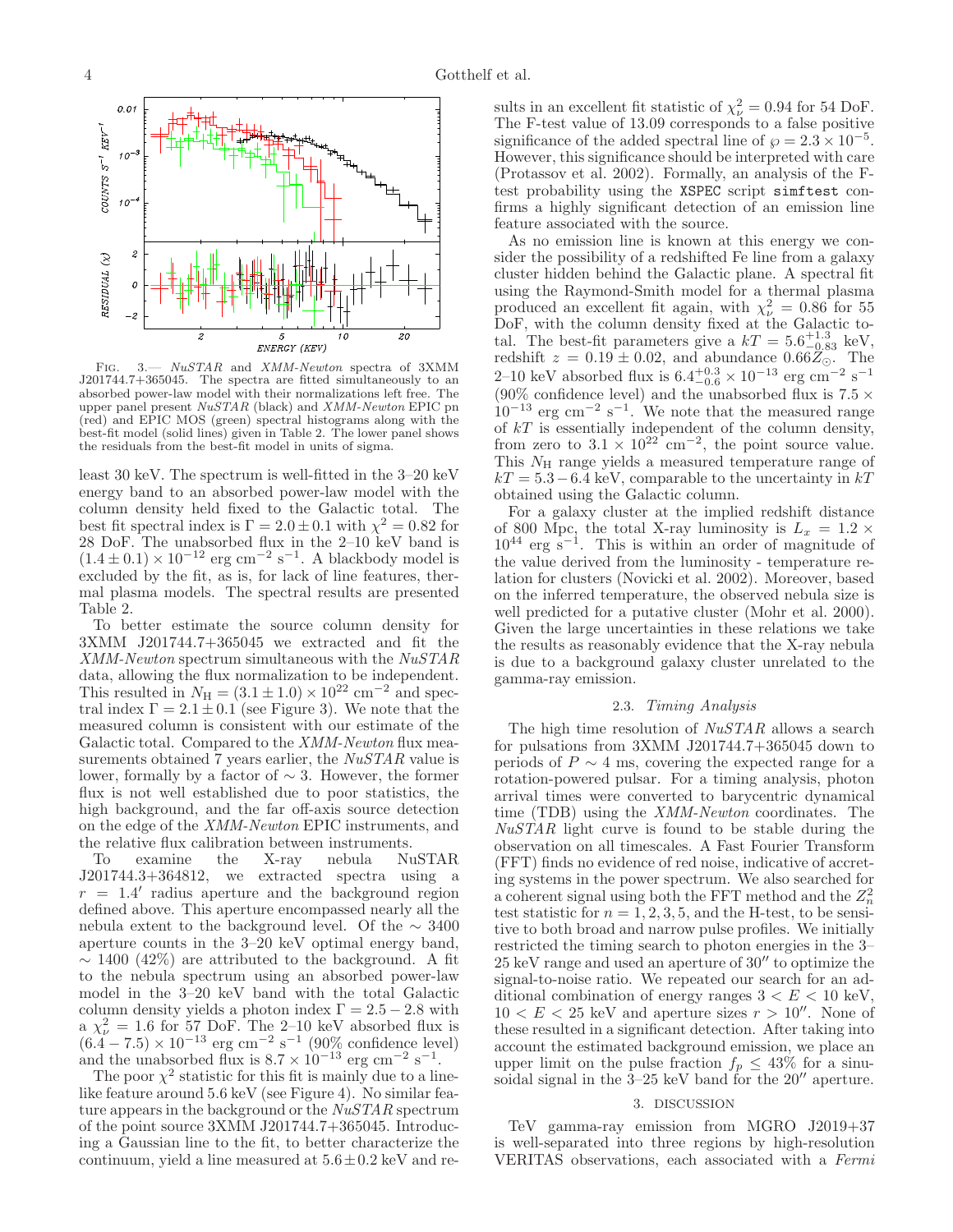FIG. 3.— *NuSTAR* and *XMM-Newton* spectra of 3XMM J201744.7+365045. The spectra are fitted simultaneously to an absorbed power-law model with their normalizations left free. The upper panel present *NuSTAR* (black) and *XMM-Newton* EPIC pn (red) and EPIC MOS (green) spectral histograms along with the best-fit model (solid lines) given in Table 2. The lower panel shows the residuals from the best-fit model in units of sigma.

least 30 keV. The spectrum is well-fitted in the 3–20 keV energy band to an absorbed power-law model with the column density held fixed to the Galactic total. The best fit spectral index is $\Gamma = 2.0 \pm 0.1$ with $\chi^2 = 0.82$ for 28 DoF. The unabsorbed flux in the 2–10 keV band is $(1.4 \pm 0.1) \times 10^{-12}$ erg cm$^{-2}$ s$^{-1}$. A blackbody model is excluded by the fit, as is, for lack of line features, thermal plasma models. The spectral results are presented Table 2.

To better estimate the source column density for 3XMM J201744.7+365045 we extracted and fit the *XMM-Newton* spectrum simultaneous with the *NuSTAR* data, allowing the flux normalization to be independent. This resulted in $N_{\rm H} = (3.1 \pm 1.0) \times 10^{22}$ cm$^{-2}$ and spectral index $\Gamma = 2.1 \pm 0.1$ (see Figure 3). We note that the measured column is consistent with our estimate of the Galactic total. Compared to the *XMM-Newton* flux measurements obtained 7 years earlier, the *NuSTAR* value is lower, formally by a factor of $\sim 3$. However, the former flux is not well established due to poor statistics, the high background, and the far off-axis source detection on the edge of the *XMM-Newton* EPIC instruments, and the relative flux calibration between instruments.

To examine the X-ray nebula NuSTAR J201744.3+364812, we extracted spectra using a $r = 1.4'$ radius aperture and the background region defined above. This aperture encompassed nearly all the nebula extent to the background level. Of the $\sim 3400$ aperture counts in the 3–20 keV optimal energy band, $\sim 1400$ (42%) are attributed to the background. A fit to the nebula spectrum using an absorbed power-law model in the 3–20 keV band with the total Galactic column density yields a photon index $\Gamma = 2.5 - 2.8$ with a $\chi^2_\nu = 1.6$ for 57 DoF. The 2–10 keV absorbed flux is $(6.4 - 7.5) \times 10^{-13}$ erg cm$^{-2}$ s$^{-1}$ (90% confidence level) and the unabsorbed flux is $8.7 \times 10^{-13}$ erg cm$^{-2}$ s$^{-1}$.

The poor $\chi^2$ statistic for this fit is mainly due to a line-like feature around 5.6 keV (see Figure 4). No similar feature appears in the background or the *NuSTAR* spectrum of the point source 3XMM J201744.7+365045. Introducing a Gaussian line to the fit, to better characterize the continuum, yield a line measured at $5.6 \pm 0.2$ keV and results in an excellent fit statistic of $\chi^2_\nu = 0.94$ for 54 DoF. The F-test value of 13.09 corresponds to a false positive significance of the added spectral line of $\wp = 2.3 \times 10^{-5}$. However, this significance should be interpreted with care (Protassov et al. 2002). Formally, an analysis of the F-test probability using the `XSPEC` script `simftest` confirms a highly significant detection of an emission line feature associated with the source.

As no emission line is known at this energy we consider the possibility of a redshifted Fe line from a galaxy cluster hidden behind the Galactic plane. A spectral fit using the Raymond-Smith model for a thermal plasma produced an excellent fit again, with $\chi^2_\nu = 0.86$ for 55 DoF, with the column density fixed at the Galactic total. The best-fit parameters give a $kT = 5.6^{+1.3}_{-0.83}$ keV, redshift $z = 0.19 \pm 0.02$, and abundance $0.66 Z_\odot$. The 2–10 keV absorbed flux is $6.4^{+0.3}_{-0.6} \times 10^{-13}$ erg cm$^{-2}$ s$^{-1}$ (90% confidence level) and the unabsorbed flux is $7.5 \times 10^{-13}$ erg cm$^{-2}$ s$^{-1}$. We note that the measured range of $kT$ is essentially independent of the column density, from zero to $3.1 \times 10^{22}$ cm$^{-2}$, the point source value. This $N_{\rm H}$ range yields a measured temperature range of $kT = 5.3 - 6.4$ keV, comparable to the uncertainty in $kT$ obtained using the Galactic column.

For a galaxy cluster at the implied redshift distance of 800 Mpc, the total X-ray luminosity is $L_x = 1.2 \times 10^{44}$ erg s$^{-1}$. This is within an order of magnitude of the value derived from the luminosity - temperature relation for clusters (Novicki et al. 2002). Moreover, based on the inferred temperature, the observed nebula size is well predicted for a putative cluster (Mohr et al. 2000). Given the large uncertainties in these relations we take the results as reasonably evidence that the X-ray nebula is due to a background galaxy cluster unrelated to the gamma-ray emission.

### 2.3. *Timing Analysis*

The high time resolution of *NuSTAR* allows a search for pulsations from 3XMM J201744.7+365045 down to periods of $P \sim 4$ ms, covering the expected range for a rotation-powered pulsar. For a timing analysis, photon arrival times were converted to barycentric dynamical time (TDB) using the *XMM-Newton* coordinates. The *NuSTAR* light curve is found to be stable during the observation on all timescales. A Fast Fourier Transform (FFT) finds no evidence of red noise, indicative of accreting systems in the power spectrum. We also searched for a coherent signal using both the FFT method and the $Z^2_n$ test statistic for $n = 1, 2, 3, 5$, and the H-test, to be sensitive to both broad and narrow pulse profiles. We initially restricted the timing search to photon energies in the 3–25 keV range and used an aperture of $30''$ to optimize the signal-to-noise ratio. We repeated our search for an additional combination of energy ranges $3 < E < 10$ keV, $10 < E < 25$ keV and aperture sizes $r > 10''$. None of these resulted in a significant detection. After taking into account the estimated background emission, we place an upper limit on the pulse fraction $f_p \leq 43\%$ for a sinusoidal signal in the 3–25 keV band for the $20''$ aperture.

## 3. DISCUSSION

TeV gamma-ray emission from MGRO J2019+37 is well-separated into three regions by high-resolution VERITAS observations, each associated with a *Fermi*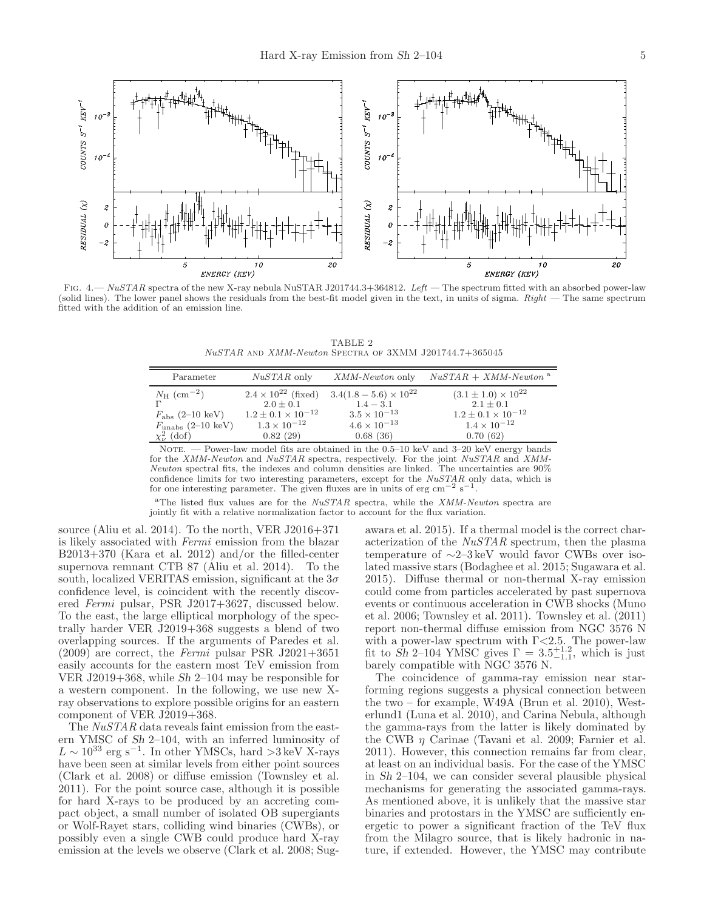FIG. 4.— *NuSTAR* spectra of the new X-ray nebula NuSTAR J201744.3+364812. *Left* — The spectrum fitted with an absorbed power-law (solid lines). The lower panel shows the residuals from the best-fit model given in the text, in units of sigma. *Right* — The same spectrum fitted with the addition of an emission line.

TABLE 2
*NuSTAR* AND *XMM-Newton* SPECTRA OF 3XMM J201744.7+365045

| Parameter | *NuSTAR* only | *XMM-Newton* only | *NuSTAR* + *XMM-Newton* [a] |
|---|---|---|---|
| $N_{\rm H}$ (cm$^{-2}$) | $2.4 \times 10^{22}$ (fixed) | $3.4(1.8-5.6) \times 10^{22}$ | $(3.1 \pm 1.0) \times 10^{22}$ |
| $\Gamma$ | $2.0 \pm 0.1$ | $1.4 - 3.1$ | $2.1 \pm 0.1$ |
| $F_{\rm abs}$ (2–10 keV) | $1.2 \pm 0.1 \times 10^{-12}$ | $3.5 \times 10^{-13}$ | $1.2 \pm 0.1 \times 10^{-12}$ |
| $F_{\rm unabs}$ (2–10 keV) | $1.3 \times 10^{-12}$ | $4.6 \times 10^{-13}$ | $1.4 \times 10^{-12}$ |
| $\chi^2_\nu$ (dof) | 0.82 (29) | 0.68 (36) | 0.70 (62) |

NOTE. — Power-law model fits are obtained in the 0.5–10 keV and 3–20 keV energy bands for the *XMM-Newton* and *NuSTAR* spectra, respectively. For the joint *NuSTAR* and *XMM-Newton* spectral fits, the indexes and column densities are linked. The uncertainties are 90% confidence limits for two interesting parameters, except for the *NuSTAR* only data, which is for one interesting parameter. The given fluxes are in units of erg cm$^{-2}$ s$^{-1}$.

[a]The listed flux values are for the *NuSTAR* spectra, while the *XMM-Newton* spectra are jointly fit with a relative normalization factor to account for the flux variation.

source (Aliu et al. 2014). To the north, VER J2016+371 is likely associated with *Fermi* emission from the blazar B2013+370 (Kara et al. 2012) and/or the filled-center supernova remnant CTB 87 (Aliu et al. 2014). To the south, localized VERITAS emission, significant at the $3\sigma$ confidence level, is coincident with the recently discovered *Fermi* pulsar, PSR J2017+3627, discussed below. To the east, the large elliptical morphology of the spectrally harder VER J2019+368 suggests a blend of two overlapping sources. If the arguments of Paredes et al. (2009) are correct, the *Fermi* pulsar PSR J2021+3651 easily accounts for the eastern most TeV emission from VER J2019+368, while *Sh* 2–104 may be responsible for a western component. In the following, we use new X-ray observations to explore possible origins for an eastern component of VER J2019+368.

The *NuSTAR* data reveals faint emission from the eastern YMSC of *Sh* 2–104, with an inferred luminosity of $L \sim 10^{33}$ erg s$^{-1}$. In other YMSCs, hard >3 keV X-rays have been seen at similar levels from either point sources (Clark et al. 2008) or diffuse emission (Townsley et al. 2011). For the point source case, although it is possible for hard X-rays to be produced by an accreting compact object, a small number of isolated OB supergiants or Wolf-Rayet stars, colliding wind binaries (CWBs), or possibly even a single CWB could produce hard X-ray emission at the levels we observe (Clark et al. 2008; Sugawara et al. 2015). If a thermal model is the correct characterization of the *NuSTAR* spectrum, then the plasma temperature of ∼2–3 keV would favor CWBs over isolated massive stars (Bodaghee et al. 2015; Sugawara et al. 2015). Diffuse thermal or non-thermal X-ray emission could come from particles accelerated by past supernova events or continuous acceleration in CWB shocks (Muno et al. 2006; Townsley et al. 2011). Townsley et al. (2011) report non-thermal diffuse emission from NGC 3576 N with a power-law spectrum with $\Gamma$<2.5. The power-law fit to *Sh* 2–104 YMSC gives $\Gamma = 3.5^{+1.2}_{-1.1}$, which is just barely compatible with NGC 3576 N.

The coincidence of gamma-ray emission near star-forming regions suggests a physical connection between the two – for example, W49A (Brun et al. 2010), Westerlund1 (Luna et al. 2010), and Carina Nebula, although the gamma-rays from the latter is likely dominated by the CWB $\eta$ Carinae (Tavani et al. 2009; Farnier et al. 2011). However, this connection remains far from clear, at least on an individual basis. For the case of the YMSC in *Sh* 2–104, we can consider several plausible physical mechanisms for generating the associated gamma-rays. As mentioned above, it is unlikely that the massive star binaries and protostars in the YMSC are sufficiently energetic to power a significant fraction of the TeV flux from the Milagro source, that is likely hadronic in nature, if extended. However, the YMSC may contribute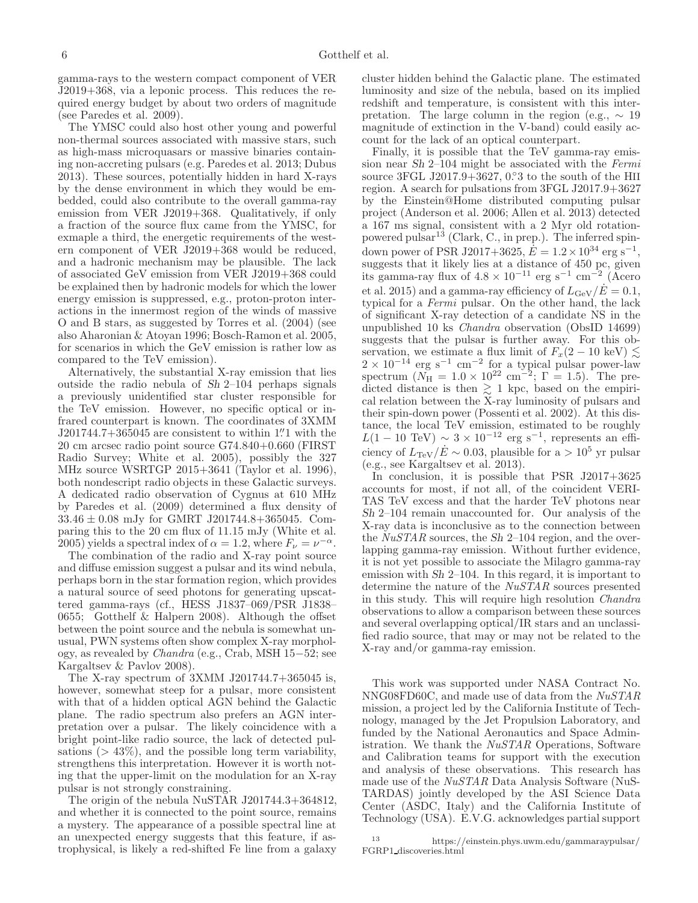gamma-rays to the western compact component of VER J2019+368, via a leponic process. This reduces the required energy budget by about two orders of magnitude (see Paredes et al. 2009).

The YMSC could also host other young and powerful non-thermal sources associated with massive stars, such as high-mass microquasars or massive binaries containing non-accreting pulsars (e.g. Paredes et al. 2013; Dubus 2013). These sources, potentially hidden in hard X-rays by the dense environment in which they would be embedded, could also contribute to the overall gamma-ray emission from VER J2019+368. Qualitatively, if only a fraction of the source flux came from the YMSC, for exmaple a third, the energetic requirements of the western component of VER J2019+368 would be reduced, and a hadronic mechanism may be plausible. The lack of associated GeV emission from VER J2019+368 could be explained then by hadronic models for which the lower energy emission is suppressed, e.g., proton-proton interactions in the innermost region of the winds of massive O and B stars, as suggested by Torres et al. (2004) (see also Aharonian & Atoyan 1996; Bosch-Ramon et al. 2005, for scenarios in which the GeV emission is rather low as compared to the TeV emission).

Alternatively, the substantial X-ray emission that lies outside the radio nebula of *Sh* 2–104 perhaps signals a previously unidentified star cluster responsible for the TeV emission. However, no specific optical or infrared counterpart is known. The coordinates of 3XMM J201744.7+365045 are consistent to within $1''\!.1$ with the 20 cm arcsec radio point source G74.840+0.660 (FIRST Radio Survey; White et al. 2005), possibly the 327 MHz source WSRTGP 2015+3641 (Taylor et al. 1996), both nondescript radio objects in these Galactic surveys. A dedicated radio observation of Cygnus at 610 MHz by Paredes et al. (2009) determined a flux density of $33.46 \pm 0.08$ mJy for GMRT J201744.8+365045. Comparing this to the 20 cm flux of 11.15 mJy (White et al. 2005) yields a spectral index of $\alpha = 1.2$, where $F_\nu = \nu^{-\alpha}$.

The combination of the radio and X-ray point source and diffuse emission suggest a pulsar and its wind nebula, perhaps born in the star formation region, which provides a natural source of seed photons for generating upscattered gamma-rays (cf., HESS J1837−069/PSR J1838−0655; Gotthelf & Halpern 2008). Although the offset between the point source and the nebula is somewhat unusual, PWN systems often show complex X-ray morphology, as revealed by *Chandra* (e.g., Crab, MSH 15−52; see Kargaltsev & Pavlov 2008).

The X-ray spectrum of 3XMM J201744.7+365045 is, however, somewhat steep for a pulsar, more consistent with that of a hidden optical AGN behind the Galactic plane. The radio spectrum also prefers an AGN interpretation over a pulsar. The likely coincidence with a bright point-like radio source, the lack of detected pulsations ($> 43\%$), and the possible long term variability, strengthens this interpretation. However it is worth noting that the upper-limit on the modulation for an X-ray pulsar is not strongly constraining.

The origin of the nebula NuSTAR J201744.3+364812, and whether it is connected to the point source, remains a mystery. The appearance of a possible spectral line at an unexpected energy suggests that this feature, if astrophysical, is likely a red-shifted Fe line from a galaxy cluster hidden behind the Galactic plane. The estimated luminosity and size of the nebula, based on its implied redshift and temperature, is consistent with this interpretation. The large column in the region (e.g., $\sim 19$ magnitude of extinction in the V-band) could easily account for the lack of an optical counterpart.

Finally, it is possible that the TeV gamma-ray emission near *Sh* 2–104 might be associated with the *Fermi* source 3FGL J2017.9+3627, $0\overset{\circ}{.}3$ to the south of the HII region. A search for pulsations from 3FGL J2017.9+3627 by the Einstein@Home distributed computing pulsar project (Anderson et al. 2006; Allen et al. 2013) detected a 167 ms signal, consistent with a 2 Myr old rotation-powered pulsar[13] (Clark, C., in prep.). The inferred spin-down power of PSR J2017+3625, $\dot{E} = 1.2 \times 10^{34}$ erg s$^{-1}$, suggests that it likely lies at a distance of 450 pc, given its gamma-ray flux of $4.8 \times 10^{-11}$ erg s$^{-1}$ cm$^{-2}$ (Acero et al. 2015) and a gamma-ray efficiency of $L_{\rm GeV}/\dot{E} = 0.1$, typical for a *Fermi* pulsar. On the other hand, the lack of significant X-ray detection of a candidate NS in the unpublished 10 ks *Chandra* observation (ObsID 14699) suggests that the pulsar is further away. For this observation, we estimate a flux limit of $F_x(2-10 \text{ keV}) \lesssim 2 \times 10^{-14}$ erg s$^{-1}$ cm$^{-2}$ for a typical pulsar power-law spectrum ($N_{\rm H} = 1.0 \times 10^{22}$ cm$^{-2}$; $\Gamma = 1.5$). The predicted distance is then $\gtrsim 1$ kpc, based on the empirical relation between the X-ray luminosity of pulsars and their spin-down power (Possenti et al. 2002). At this distance, the local TeV emission, estimated to be roughly $L(1-10 \text{ TeV}) \sim 3 \times 10^{-12}$ erg s$^{-1}$, represents an efficiency of $L_{\rm TeV}/\dot{E} \sim 0.03$, plausible for a $> 10^5$ yr pulsar (e.g., see Kargaltsev et al. 2013).

In conclusion, it is possible that PSR J2017+3625 accounts for most, if not all, of the coincident VERITAS TeV excess and that the harder TeV photons near *Sh* 2–104 remain unaccounted for. Our analysis of the X-ray data is inconclusive as to the connection between the *NuSTAR* sources, the *Sh* 2–104 region, and the overlapping gamma-ray emission. Without further evidence, it is not yet possible to associate the Milagro gamma-ray emission with *Sh* 2–104. In this regard, it is important to determine the nature of the *NuSTAR* sources presented in this study. This will require high resolution *Chandra* observations to allow a comparison between these sources and several overlapping optical/IR stars and an unclassified radio source, that may or may not be related to the X-ray and/or gamma-ray emission.

This work was supported under NASA Contract No. NNG08FD60C, and made use of data from the *NuSTAR* mission, a project led by the California Institute of Technology, managed by the Jet Propulsion Laboratory, and funded by the National Aeronautics and Space Administration. We thank the *NuSTAR* Operations, Software and Calibration teams for support with the execution and analysis of these observations. This research has made use of the *NuSTAR* Data Analysis Software (NuSTARDAS) jointly developed by the ASI Science Data Center (ASDC, Italy) and the California Institute of Technology (USA). E.V.G. acknowledges partial support

[13] https://einstein.phys.uwm.edu/gammaraypulsar/FGRP1_discoveries.html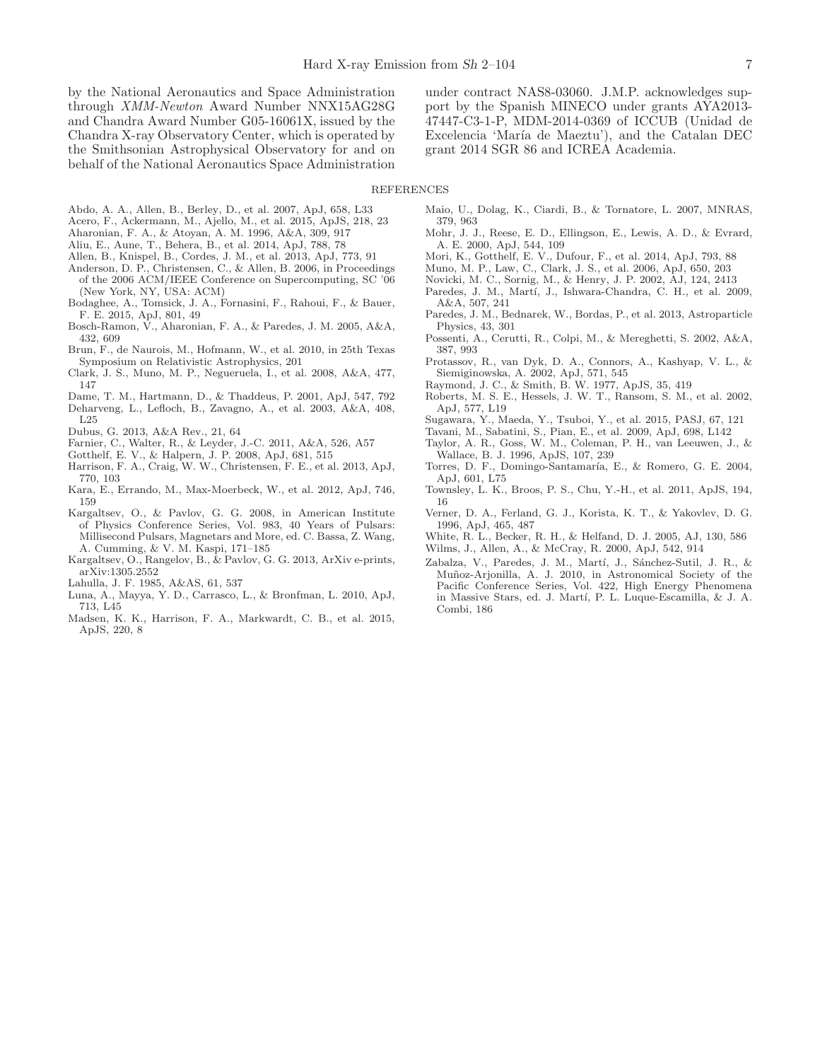by the National Aeronautics and Space Administration through *XMM-Newton* Award Number NNX15AG28G and Chandra Award Number G05-16061X, issued by the Chandra X-ray Observatory Center, which is operated by the Smithsonian Astrophysical Observatory for and on behalf of the National Aeronautics Space Administration under contract NAS8-03060. J.M.P. acknowledges support by the Spanish MINECO under grants AYA2013-47447-C3-1-P, MDM-2014-0369 of ICCUB (Unidad de Excelencia 'María de Maeztu'), and the Catalan DEC grant 2014 SGR 86 and ICREA Academia.

## REFERENCES

Abdo, A. A., Allen, B., Berley, D., et al. 2007, ApJ, 658, L33

Acero, F., Ackermann, M., Ajello, M., et al. 2015, ApJS, 218, 23

Aharonian, F. A., & Atoyan, A. M. 1996, A&A, 309, 917

Aliu, E., Aune, T., Behera, B., et al. 2014, ApJ, 788, 78

Allen, B., Knispel, B., Cordes, J. M., et al. 2013, ApJ, 773, 91

Anderson, D. P., Christensen, C., & Allen, B. 2006, in Proceedings of the 2006 ACM/IEEE Conference on Supercomputing, SC '06 (New York, NY, USA: ACM)

Bodaghee, A., Tomsick, J. A., Fornasini, F., Rahoui, F., & Bauer, F. E. 2015, ApJ, 801, 49

Bosch-Ramon, V., Aharonian, F. A., & Paredes, J. M. 2005, A&A, 432, 609

Brun, F., de Naurois, M., Hofmann, W., et al. 2010, in 25th Texas Symposium on Relativistic Astrophysics, 201

Clark, J. S., Muno, M. P., Negueruela, I., et al. 2008, A&A, 477, 147

Dame, T. M., Hartmann, D., & Thaddeus, P. 2001, ApJ, 547, 792

Deharveng, L., Lefloch, B., Zavagno, A., et al. 2003, A&A, 408, L25

Dubus, G. 2013, A&A Rev., 21, 64

Farnier, C., Walter, R., & Leyder, J.-C. 2011, A&A, 526, A57

Gotthelf, E. V., & Halpern, J. P. 2008, ApJ, 681, 515

Harrison, F. A., Craig, W. W., Christensen, F. E., et al. 2013, ApJ, 770, 103

Kara, E., Errando, M., Max-Moerbeck, W., et al. 2012, ApJ, 746, 159

Kargaltsev, O., & Pavlov, G. G. 2008, in American Institute of Physics Conference Series, Vol. 983, 40 Years of Pulsars: Millisecond Pulsars, Magnetars and More, ed. C. Bassa, Z. Wang, A. Cumming, & V. M. Kaspi, 171–185

Kargaltsev, O., Rangelov, B., & Pavlov, G. G. 2013, ArXiv e-prints, arXiv:1305.2552

Lahulla, J. F. 1985, A&AS, 61, 537

Luna, A., Mayya, Y. D., Carrasco, L., & Bronfman, L. 2010, ApJ, 713, L45

Madsen, K. K., Harrison, F. A., Markwardt, C. B., et al. 2015, ApJS, 220, 8

Maio, U., Dolag, K., Ciardi, B., & Tornatore, L. 2007, MNRAS, 379, 963

Mohr, J. J., Reese, E. D., Ellingson, E., Lewis, A. D., & Evrard, A. E. 2000, ApJ, 544, 109

Mori, K., Gotthelf, E. V., Dufour, F., et al. 2014, ApJ, 793, 88

Muno, M. P., Law, C., Clark, J. S., et al. 2006, ApJ, 650, 203

Novicki, M. C., Sornig, M., & Henry, J. P. 2002, AJ, 124, 2413

Paredes, J. M., Martí, J., Ishwara-Chandra, C. H., et al. 2009, A&A, 507, 241

Paredes, J. M., Bednarek, W., Bordas, P., et al. 2013, Astroparticle Physics, 43, 301

Possenti, A., Cerutti, R., Colpi, M., & Mereghetti, S. 2002, A&A, 387, 993

Protassov, R., van Dyk, D. A., Connors, A., Kashyap, V. L., & Siemiginowska, A. 2002, ApJ, 571, 545

Raymond, J. C., & Smith, B. W. 1977, ApJS, 35, 419

Roberts, M. S. E., Hessels, J. W. T., Ransom, S. M., et al. 2002, ApJ, 577, L19

Sugawara, Y., Maeda, Y., Tsuboi, Y., et al. 2015, PASJ, 67, 121

Tavani, M., Sabatini, S., Pian, E., et al. 2009, ApJ, 698, L142

Taylor, A. R., Goss, W. M., Coleman, P. H., van Leeuwen, J., & Wallace, B. J. 1996, ApJS, 107, 239

Torres, D. F., Domingo-Santamaría, E., & Romero, G. E. 2004, ApJ, 601, L75

Townsley, L. K., Broos, P. S., Chu, Y.-H., et al. 2011, ApJS, 194, 16

Verner, D. A., Ferland, G. J., Korista, K. T., & Yakovlev, D. G. 1996, ApJ, 465, 487

White, R. L., Becker, R. H., & Helfand, D. J. 2005, AJ, 130, 586

Wilms, J., Allen, A., & McCray, R. 2000, ApJ, 542, 914

Zabalza, V., Paredes, J. M., Martí, J., Sánchez-Sutil, J. R., & Muñoz-Arjonilla, A. J. 2010, in Astronomical Society of the Pacific Conference Series, Vol. 422, High Energy Phenomena in Massive Stars, ed. J. Martí, P. L. Luque-Escamilla, & J. A. Combi, 186